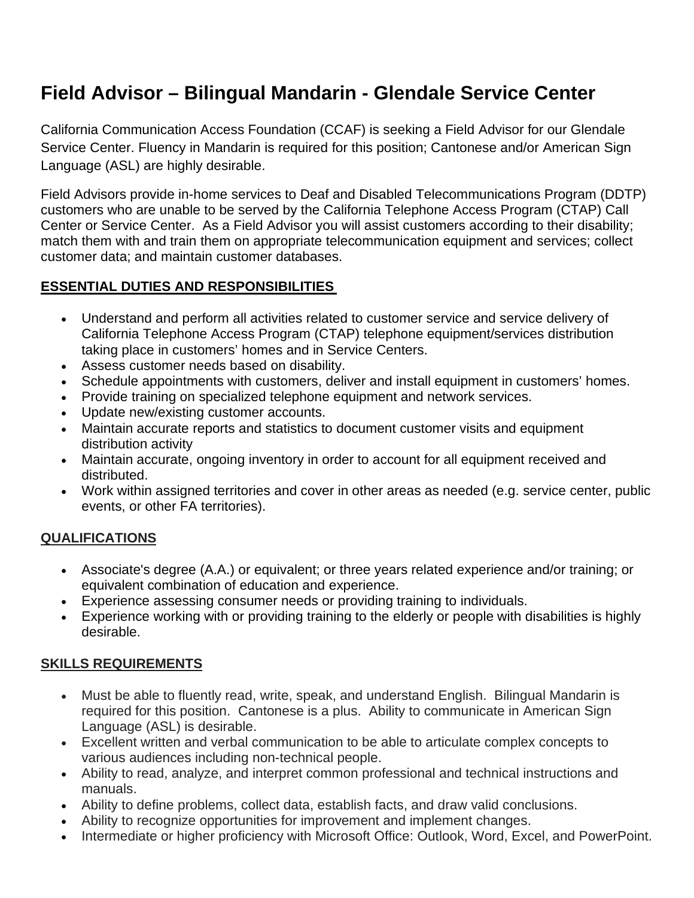# Field Advisor – Bilingual Mandarin - Glendale Service Center

California Communication Access Foundation (CCAF) is seeking a Field Advisor for our Glendale Service Center. Fluency in Mandarin is required for this position; Cantonese and/or American Sign Language (ASL) are highly desirable.

Field Advisors provide in-home services to Deaf and Disabled Telecommunications Program (DDTP) customers who are unable to be served by the California Telephone Access Program (CTAP) Call Center or Service Center. As a Field Advisor you will assist customers according to their disability; match them with and train them on appropriate telecommunication equipment and services; collect customer data; and maintain customer databases.

## ESSENTIAL DUTIES AND RESPONSIBILITIES

- Understand and perform all activities related to customer service and service delivery of California Telephone Access Program (CTAP) telephone equipment/services distribution taking place in customers' homes and in Service Centers.
- Assess customer needs based on disability.
- Schedule appointments with customers, deliver and install equipment in customers' homes.
- Provide training on specialized telephone equipment and network services.
- Update new/existing customer accounts.
- Maintain accurate reports and statistics to document customer visits and equipment distribution activity
- Maintain accurate, ongoing inventory in order to account for all equipment received and distributed.
- Work within assigned territories and cover in other areas as needed (e.g. service center, public events, or other FA territories).

## QUALIFICATIONS

- Associate's degree (A.A.) or equivalent; or three years related experience and/or training; or equivalent combination of education and experience.
- Experience assessing consumer needs or providing training to individuals.
- Experience working with or providing training to the elderly or people with disabilities is highly desirable.

## SKILLS REQUIREMENTS

- Must be able to fluently read, write, speak, and understand English. Bilingual Mandarin is required for this position. Cantonese is a plus. Ability to communicate in American Sign Language (ASL) is desirable.
- Excellent written and verbal communication to be able to articulate complex concepts to various audiences including non-technical people.
- Ability to read, analyze, and interpret common professional and technical instructions and manuals.
- Ability to define problems, collect data, establish facts, and draw valid conclusions.
- Ability to recognize opportunities for improvement and implement changes.
- Intermediate or higher proficiency with Microsoft Office: Outlook, Word, Excel, and PowerPoint.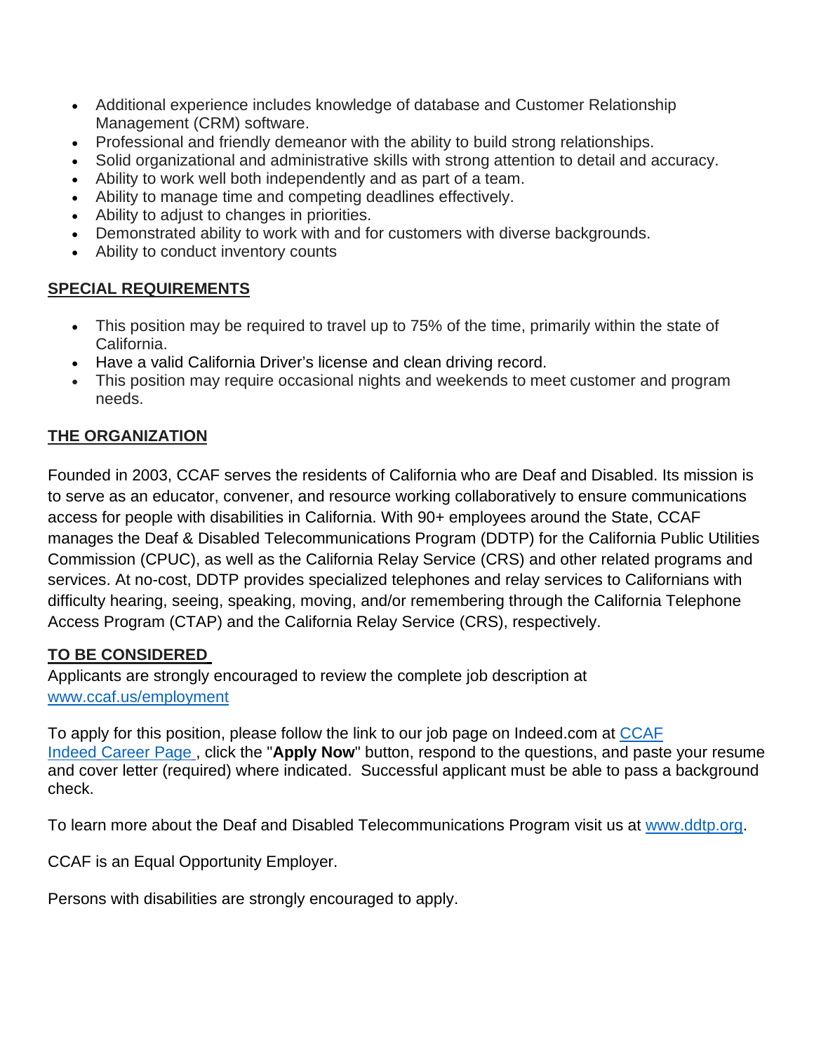- Additional experience includes knowledge of database and Customer Relationship Management (CRM) software.
- Professional and friendly demeanor with the ability to build strong relationships.
- Solid organizational and administrative skills with strong attention to detail and accuracy.
- Ability to work well both independently and as part of a team.
- Ability to manage time and competing deadlines effectively.
- Ability to adjust to changes in priorities.
- Demonstrated ability to work with and for customers with diverse backgrounds.
- Ability to conduct inventory counts

## SPECIAL REQUIREMENTS

- This position may be required to travel up to 75% of the time, primarily within the state of California.
- Have a valid California Driver's license and clean driving record.
- This position may require occasional nights and weekends to meet customer and program needs.

## THE ORGANIZATION

Founded in 2003, CCAF serves the residents of California who are Deaf and Disabled. Its mission is to serve as an educator, convener, and resource working collaboratively to ensure communications access for people with disabilities in California. With 90+ employees around the State, CCAF manages the Deaf & Disabled Telecommunications Program (DDTP) for the California Public Utilities Commission (CPUC), as well as the California Relay Service (CRS) and other related programs and services. At no-cost, DDTP provides specialized telephones and relay services to Californians with difficulty hearing, seeing, speaking, moving, and/or remembering through the California Telephone Access Program (CTAP) and the California Relay Service (CRS), respectively.

## TO BE CONSIDERED

Applicants are strongly encouraged to review the complete job description at www.ccaf.us/employment

To apply for this position, please follow the link to our job page on Indeed.com at CCAF Indeed Career Page , click the "**Apply Now**" button, respond to the questions, and paste your resume and cover letter (required) where indicated. Successful applicant must be able to pass a background check.

To learn more about the Deaf and Disabled Telecommunications Program visit us at www.ddtp.org.

CCAF is an Equal Opportunity Employer.

Persons with disabilities are strongly encouraged to apply.